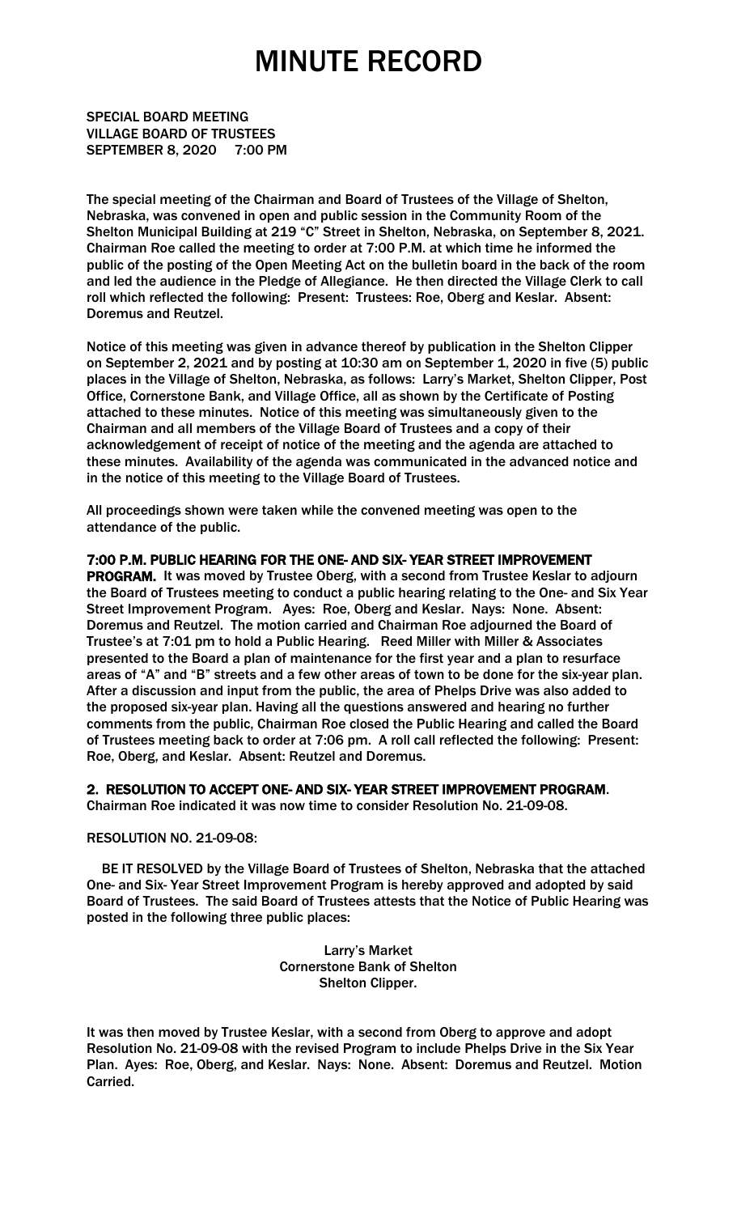# MINUTE RECORD

SPECIAL BOARD MEETING
VILLAGE BOARD OF TRUSTEES
SEPTEMBER 8, 2020 7:00 PM

The special meeting of the Chairman and Board of Trustees of the Village of Shelton, Nebraska, was convened in open and public session in the Community Room of the Shelton Municipal Building at 219 "C" Street in Shelton, Nebraska, on September 8, 2021. Chairman Roe called the meeting to order at 7:00 P.M. at which time he informed the public of the posting of the Open Meeting Act on the bulletin board in the back of the room and led the audience in the Pledge of Allegiance. He then directed the Village Clerk to call roll which reflected the following: Present: Trustees: Roe, Oberg and Keslar. Absent: Doremus and Reutzel.

Notice of this meeting was given in advance thereof by publication in the Shelton Clipper on September 2, 2021 and by posting at 10:30 am on September 1, 2020 in five (5) public places in the Village of Shelton, Nebraska, as follows: Larry's Market, Shelton Clipper, Post Office, Cornerstone Bank, and Village Office, all as shown by the Certificate of Posting attached to these minutes. Notice of this meeting was simultaneously given to the Chairman and all members of the Village Board of Trustees and a copy of their acknowledgement of receipt of notice of the meeting and the agenda are attached to these minutes. Availability of the agenda was communicated in the advanced notice and in the notice of this meeting to the Village Board of Trustees.

All proceedings shown were taken while the convened meeting was open to the attendance of the public.

**7:00 P.M. PUBLIC HEARING FOR THE ONE- AND SIX- YEAR STREET IMPROVEMENT PROGRAM.** It was moved by Trustee Oberg, with a second from Trustee Keslar to adjourn the Board of Trustees meeting to conduct a public hearing relating to the One- and Six Year Street Improvement Program. Ayes: Roe, Oberg and Keslar. Nays: None. Absent: Doremus and Reutzel. The motion carried and Chairman Roe adjourned the Board of Trustee's at 7:01 pm to hold a Public Hearing. Reed Miller with Miller & Associates presented to the Board a plan of maintenance for the first year and a plan to resurface areas of "A" and "B" streets and a few other areas of town to be done for the six-year plan. After a discussion and input from the public, the area of Phelps Drive was also added to the proposed six-year plan. Having all the questions answered and hearing no further comments from the public, Chairman Roe closed the Public Hearing and called the Board of Trustees meeting back to order at 7:06 pm. A roll call reflected the following: Present: Roe, Oberg, and Keslar. Absent: Reutzel and Doremus.

**2. RESOLUTION TO ACCEPT ONE- AND SIX- YEAR STREET IMPROVEMENT PROGRAM.** Chairman Roe indicated it was now time to consider Resolution No. 21-09-08.

RESOLUTION NO. 21-09-08:

BE IT RESOLVED by the Village Board of Trustees of Shelton, Nebraska that the attached One- and Six- Year Street Improvement Program is hereby approved and adopted by said Board of Trustees. The said Board of Trustees attests that the Notice of Public Hearing was posted in the following three public places:

Larry's Market
Cornerstone Bank of Shelton
Shelton Clipper.

It was then moved by Trustee Keslar, with a second from Oberg to approve and adopt Resolution No. 21-09-08 with the revised Program to include Phelps Drive in the Six Year Plan. Ayes: Roe, Oberg, and Keslar. Nays: None. Absent: Doremus and Reutzel. Motion Carried.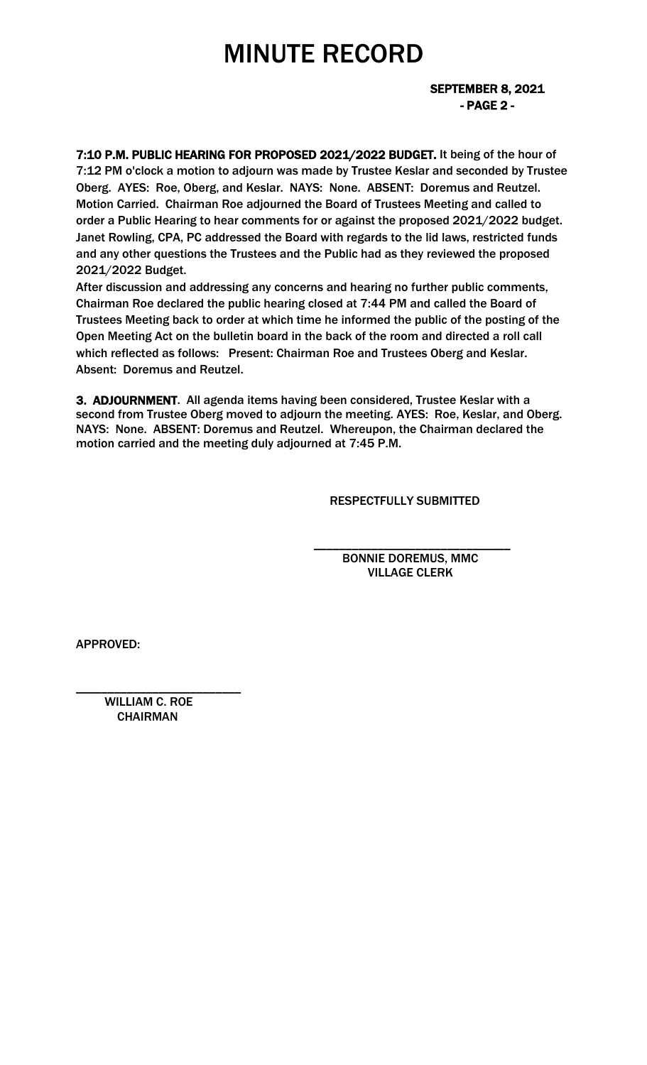# MINUTE RECORD

**SEPTEMBER 8, 2021**
**- PAGE 2 -**

**7:10 P.M. PUBLIC HEARING FOR PROPOSED 2021/2022 BUDGET.** It being of the hour of 7:12 PM o'clock a motion to adjourn was made by Trustee Keslar and seconded by Trustee Oberg. AYES: Roe, Oberg, and Keslar. NAYS: None. ABSENT: Doremus and Reutzel. Motion Carried. Chairman Roe adjourned the Board of Trustees Meeting and called to order a Public Hearing to hear comments for or against the proposed 2021/2022 budget. Janet Rowling, CPA, PC addressed the Board with regards to the lid laws, restricted funds and any other questions the Trustees and the Public had as they reviewed the proposed 2021/2022 Budget.

After discussion and addressing any concerns and hearing no further public comments, Chairman Roe declared the public hearing closed at 7:44 PM and called the Board of Trustees Meeting back to order at which time he informed the public of the posting of the Open Meeting Act on the bulletin board in the back of the room and directed a roll call which reflected as follows: Present: Chairman Roe and Trustees Oberg and Keslar. Absent: Doremus and Reutzel.

**3. ADJOURNMENT**. All agenda items having been considered, Trustee Keslar with a second from Trustee Oberg moved to adjourn the meeting. AYES: Roe, Keslar, and Oberg. NAYS: None. ABSENT: Doremus and Reutzel. Whereupon, the Chairman declared the motion carried and the meeting duly adjourned at 7:45 P.M.

RESPECTFULLY SUBMITTED

\_\_\_\_\_\_\_\_\_\_\_\_\_\_\_\_\_\_\_\_\_\_\_\_\_\_\_\_\_\_
BONNIE DOREMUS, MMC
VILLAGE CLERK

APPROVED:

\_\_\_\_\_\_\_\_\_\_\_\_\_\_\_\_\_\_\_\_\_\_\_\_\_\_\_
WILLIAM C. ROE
CHAIRMAN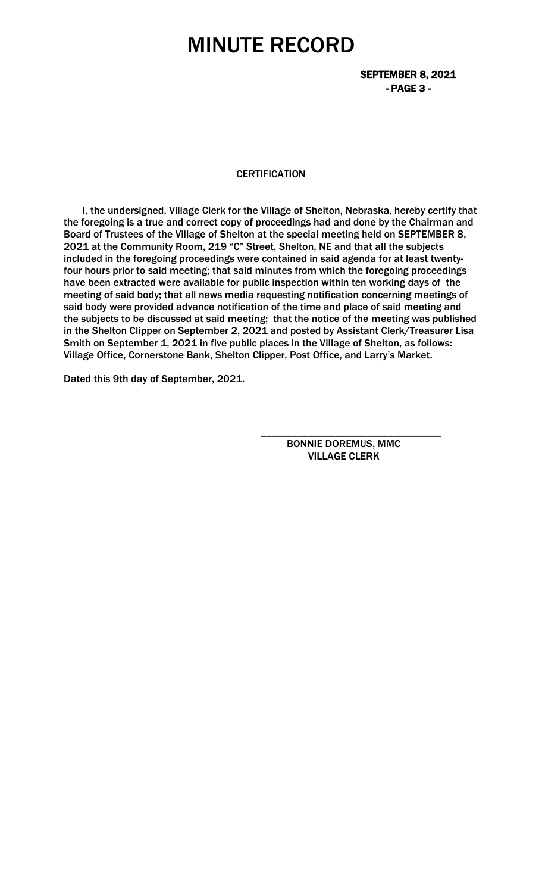## CERTIFICATION

I, the undersigned, Village Clerk for the Village of Shelton, Nebraska, hereby certify that the foregoing is a true and correct copy of proceedings had and done by the Chairman and Board of Trustees of the Village of Shelton at the special meeting held on SEPTEMBER 8, 2021 at the Community Room, 219 “C” Street, Shelton, NE and that all the subjects included in the foregoing proceedings were contained in said agenda for at least twenty-four hours prior to said meeting; that said minutes from which the foregoing proceedings have been extracted were available for public inspection within ten working days of the meeting of said body; that all news media requesting notification concerning meetings of said body were provided advance notification of the time and place of said meeting and the subjects to be discussed at said meeting; that the notice of the meeting was published in the Shelton Clipper on September 2, 2021 and posted by Assistant Clerk/Treasurer Lisa Smith on September 1, 2021 in five public places in the Village of Shelton, as follows: Village Office, Cornerstone Bank, Shelton Clipper, Post Office, and Larry’s Market.

Dated this 9th day of September, 2021.

\_\_\_\_\_\_\_\_\_\_\_\_\_\_\_\_\_\_\_\_\_\_\_\_\_\_\_\_\_\_\_\_

BONNIE DOREMUS, MMC
VILLAGE CLERK